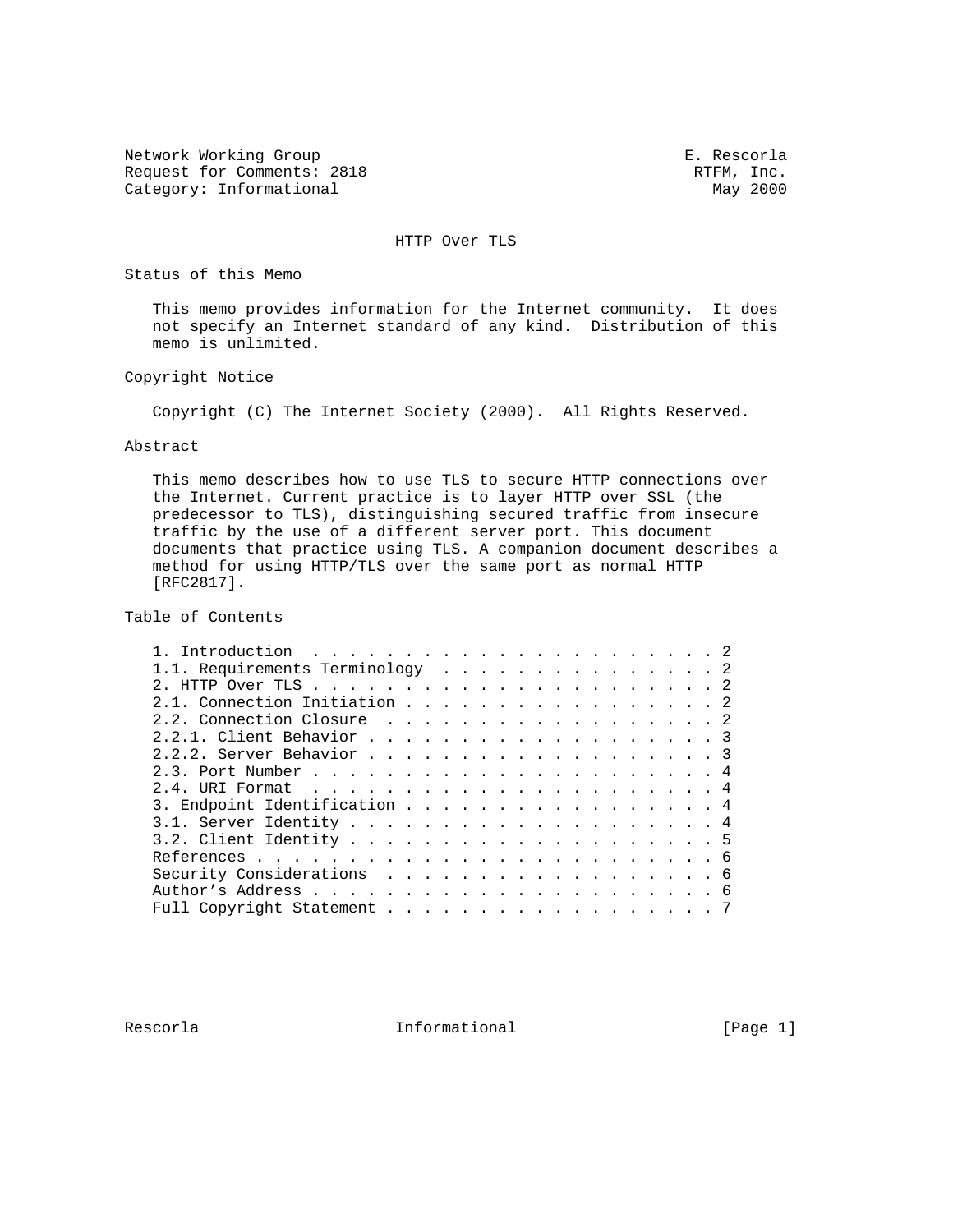Network Working Group E. Rescorla
Request for Comments: 2818 RTFM, Inc.
Category: Informational May 2000

# HTTP Over TLS

## Status of this Memo

This memo provides information for the Internet community. It does not specify an Internet standard of any kind. Distribution of this memo is unlimited.

## Copyright Notice

Copyright (C) The Internet Society (2000). All Rights Reserved.

## Abstract

This memo describes how to use TLS to secure HTTP connections over the Internet. Current practice is to layer HTTP over SSL (the predecessor to TLS), distinguishing secured traffic from insecure traffic by the use of a different server port. This document documents that practice using TLS. A companion document describes a method for using HTTP/TLS over the same port as normal HTTP [RFC2817].

## Table of Contents

```
1. Introduction  . . . . . . . . . . . . . . . . . . . . . . 2
1.1. Requirements Terminology  . . . . . . . . . . . . . . . 2
2. HTTP Over TLS . . . . . . . . . . . . . . . . . . . . . . 2
2.1. Connection Initiation . . . . . . . . . . . . . . . . . 2
2.2. Connection Closure  . . . . . . . . . . . . . . . . . . 2
2.2.1. Client Behavior . . . . . . . . . . . . . . . . . . . 3
2.2.2. Server Behavior . . . . . . . . . . . . . . . . . . . 3
2.3. Port Number . . . . . . . . . . . . . . . . . . . . . . 4
2.4. URI Format  . . . . . . . . . . . . . . . . . . . . . . 4
3. Endpoint Identification . . . . . . . . . . . . . . . . . 4
3.1. Server Identity . . . . . . . . . . . . . . . . . . . . 4
3.2. Client Identity . . . . . . . . . . . . . . . . . . . . 5
References . . . . . . . . . . . . . . . . . . . . . . . . . 6
Security Considerations  . . . . . . . . . . . . . . . . . . 6
Author's Address . . . . . . . . . . . . . . . . . . . . . . 6
Full Copyright Statement . . . . . . . . . . . . . . . . . . 7
```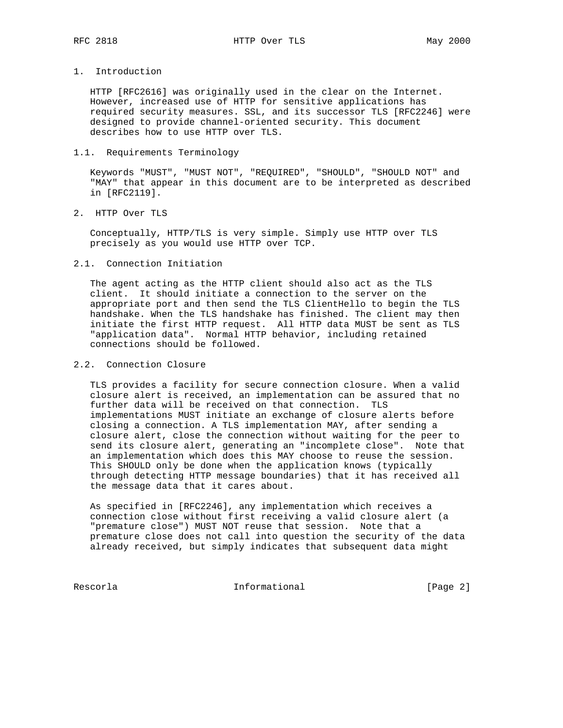# 1. Introduction

HTTP [RFC2616] was originally used in the clear on the Internet. However, increased use of HTTP for sensitive applications has required security measures. SSL, and its successor TLS [RFC2246] were designed to provide channel-oriented security. This document describes how to use HTTP over TLS.

## 1.1. Requirements Terminology

Keywords "MUST", "MUST NOT", "REQUIRED", "SHOULD", "SHOULD NOT" and "MAY" that appear in this document are to be interpreted as described in [RFC2119].

# 2. HTTP Over TLS

Conceptually, HTTP/TLS is very simple. Simply use HTTP over TLS precisely as you would use HTTP over TCP.

## 2.1. Connection Initiation

The agent acting as the HTTP client should also act as the TLS client. It should initiate a connection to the server on the appropriate port and then send the TLS ClientHello to begin the TLS handshake. When the TLS handshake has finished. The client may then initiate the first HTTP request. All HTTP data MUST be sent as TLS "application data". Normal HTTP behavior, including retained connections should be followed.

## 2.2. Connection Closure

TLS provides a facility for secure connection closure. When a valid closure alert is received, an implementation can be assured that no further data will be received on that connection. TLS implementations MUST initiate an exchange of closure alerts before closing a connection. A TLS implementation MAY, after sending a closure alert, close the connection without waiting for the peer to send its closure alert, generating an "incomplete close". Note that an implementation which does this MAY choose to reuse the session. This SHOULD only be done when the application knows (typically through detecting HTTP message boundaries) that it has received all the message data that it cares about.

As specified in [RFC2246], any implementation which receives a connection close without first receiving a valid closure alert (a "premature close") MUST NOT reuse that session. Note that a premature close does not call into question the security of the data already received, but simply indicates that subsequent data might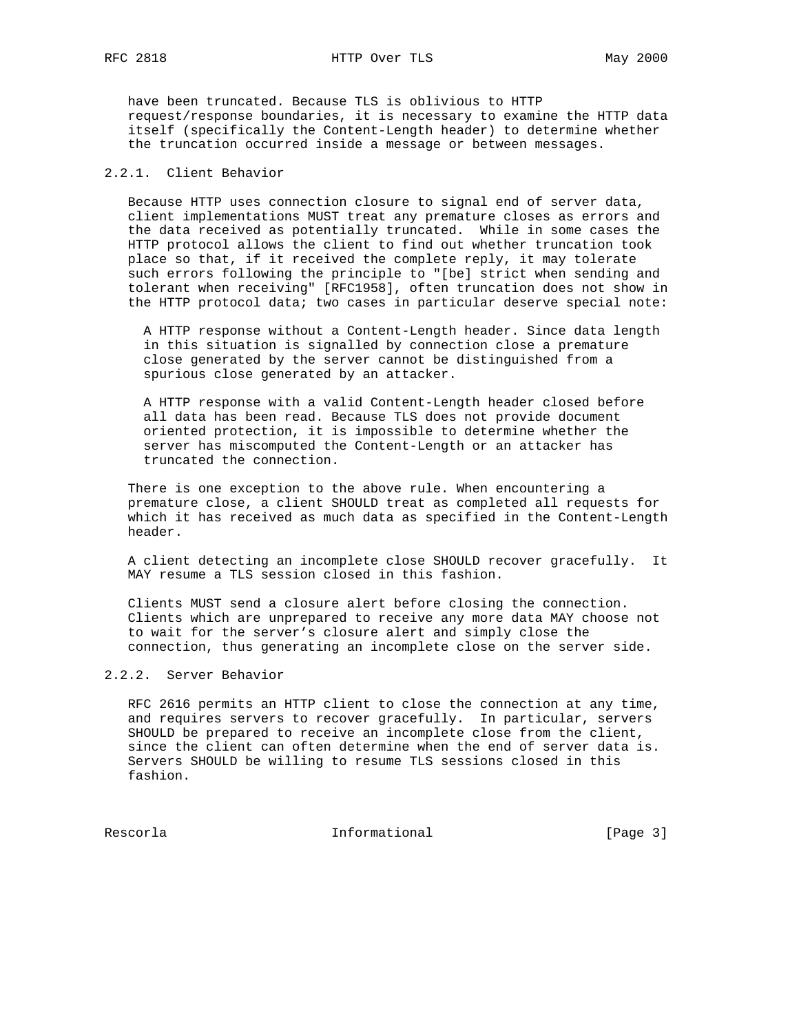have been truncated. Because TLS is oblivious to HTTP request/response boundaries, it is necessary to examine the HTTP data itself (specifically the Content-Length header) to determine whether the truncation occurred inside a message or between messages.

### 2.2.1. Client Behavior

Because HTTP uses connection closure to signal end of server data, client implementations MUST treat any premature closes as errors and the data received as potentially truncated. While in some cases the HTTP protocol allows the client to find out whether truncation took place so that, if it received the complete reply, it may tolerate such errors following the principle to "[be] strict when sending and tolerant when receiving" [RFC1958], often truncation does not show in the HTTP protocol data; two cases in particular deserve special note:

A HTTP response without a Content-Length header. Since data length in this situation is signalled by connection close a premature close generated by the server cannot be distinguished from a spurious close generated by an attacker.

A HTTP response with a valid Content-Length header closed before all data has been read. Because TLS does not provide document oriented protection, it is impossible to determine whether the server has miscomputed the Content-Length or an attacker has truncated the connection.

There is one exception to the above rule. When encountering a premature close, a client SHOULD treat as completed all requests for which it has received as much data as specified in the Content-Length header.

A client detecting an incomplete close SHOULD recover gracefully. It MAY resume a TLS session closed in this fashion.

Clients MUST send a closure alert before closing the connection. Clients which are unprepared to receive any more data MAY choose not to wait for the server's closure alert and simply close the connection, thus generating an incomplete close on the server side.

### 2.2.2. Server Behavior

RFC 2616 permits an HTTP client to close the connection at any time, and requires servers to recover gracefully. In particular, servers SHOULD be prepared to receive an incomplete close from the client, since the client can often determine when the end of server data is. Servers SHOULD be willing to resume TLS sessions closed in this fashion.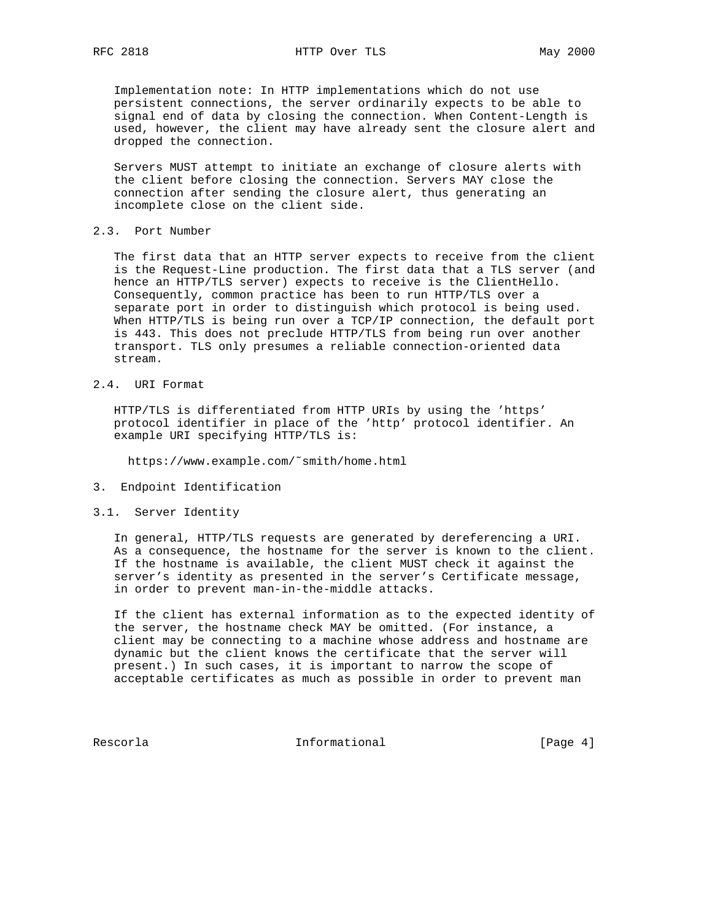Implementation note: In HTTP implementations which do not use persistent connections, the server ordinarily expects to be able to signal end of data by closing the connection. When Content-Length is used, however, the client may have already sent the closure alert and dropped the connection.

Servers MUST attempt to initiate an exchange of closure alerts with the client before closing the connection. Servers MAY close the connection after sending the closure alert, thus generating an incomplete close on the client side.

### 2.3. Port Number

The first data that an HTTP server expects to receive from the client is the Request-Line production. The first data that a TLS server (and hence an HTTP/TLS server) expects to receive is the ClientHello. Consequently, common practice has been to run HTTP/TLS over a separate port in order to distinguish which protocol is being used. When HTTP/TLS is being run over a TCP/IP connection, the default port is 443. This does not preclude HTTP/TLS from being run over another transport. TLS only presumes a reliable connection-oriented data stream.

### 2.4. URI Format

HTTP/TLS is differentiated from HTTP URIs by using the 'https' protocol identifier in place of the 'http' protocol identifier. An example URI specifying HTTP/TLS is:

```
https://www.example.com/~smith/home.html
```

## 3. Endpoint Identification

### 3.1. Server Identity

In general, HTTP/TLS requests are generated by dereferencing a URI. As a consequence, the hostname for the server is known to the client. If the hostname is available, the client MUST check it against the server's identity as presented in the server's Certificate message, in order to prevent man-in-the-middle attacks.

If the client has external information as to the expected identity of the server, the hostname check MAY be omitted. (For instance, a client may be connecting to a machine whose address and hostname are dynamic but the client knows the certificate that the server will present.) In such cases, it is important to narrow the scope of acceptable certificates as much as possible in order to prevent man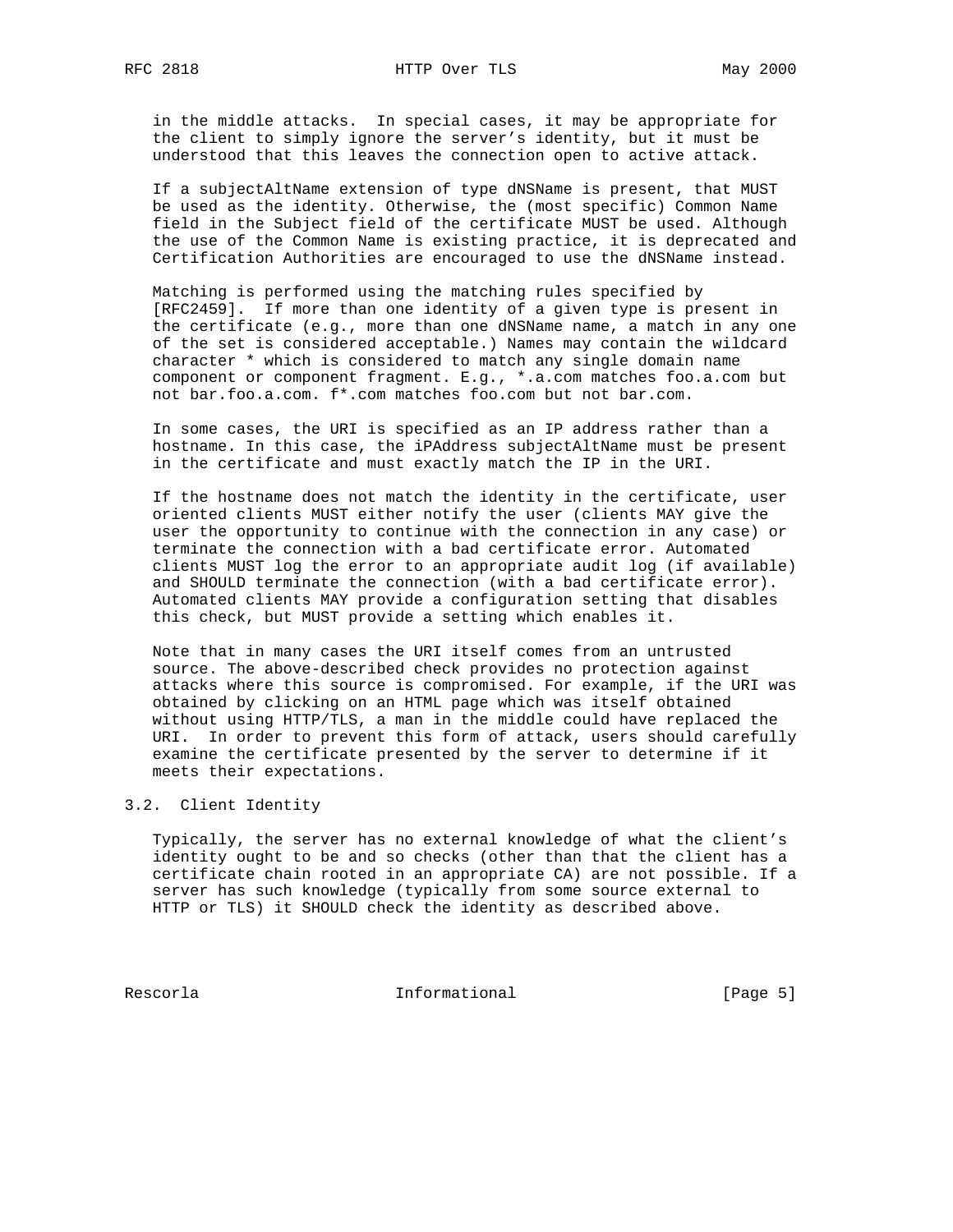in the middle attacks. In special cases, it may be appropriate for the client to simply ignore the server's identity, but it must be understood that this leaves the connection open to active attack.

If a subjectAltName extension of type dNSName is present, that MUST be used as the identity. Otherwise, the (most specific) Common Name field in the Subject field of the certificate MUST be used. Although the use of the Common Name is existing practice, it is deprecated and Certification Authorities are encouraged to use the dNSName instead.

Matching is performed using the matching rules specified by [RFC2459]. If more than one identity of a given type is present in the certificate (e.g., more than one dNSName name, a match in any one of the set is considered acceptable.) Names may contain the wildcard character * which is considered to match any single domain name component or component fragment. E.g., *.a.com matches foo.a.com but not bar.foo.a.com. f*.com matches foo.com but not bar.com.

In some cases, the URI is specified as an IP address rather than a hostname. In this case, the iPAddress subjectAltName must be present in the certificate and must exactly match the IP in the URI.

If the hostname does not match the identity in the certificate, user oriented clients MUST either notify the user (clients MAY give the user the opportunity to continue with the connection in any case) or terminate the connection with a bad certificate error. Automated clients MUST log the error to an appropriate audit log (if available) and SHOULD terminate the connection (with a bad certificate error). Automated clients MAY provide a configuration setting that disables this check, but MUST provide a setting which enables it.

Note that in many cases the URI itself comes from an untrusted source. The above-described check provides no protection against attacks where this source is compromised. For example, if the URI was obtained by clicking on an HTML page which was itself obtained without using HTTP/TLS, a man in the middle could have replaced the URI. In order to prevent this form of attack, users should carefully examine the certificate presented by the server to determine if it meets their expectations.

## 3.2. Client Identity

Typically, the server has no external knowledge of what the client's identity ought to be and so checks (other than that the client has a certificate chain rooted in an appropriate CA) are not possible. If a server has such knowledge (typically from some source external to HTTP or TLS) it SHOULD check the identity as described above.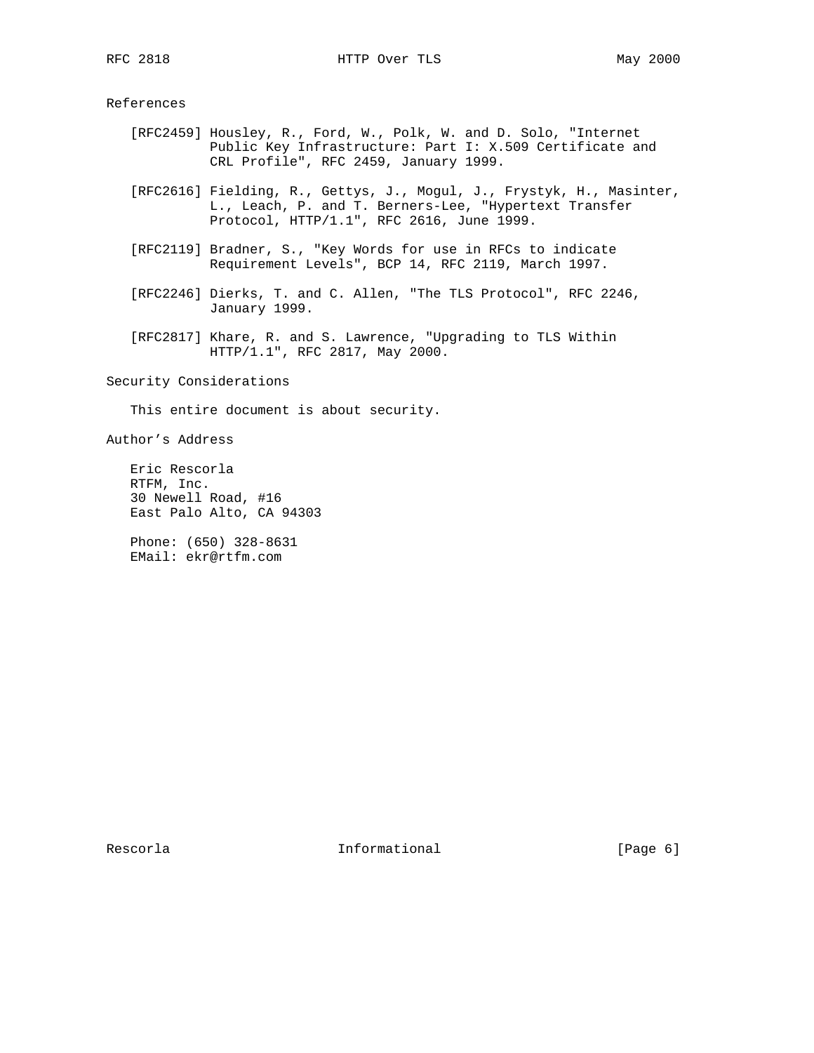## References

[RFC2459] Housley, R., Ford, W., Polk, W. and D. Solo, "Internet Public Key Infrastructure: Part I: X.509 Certificate and CRL Profile", RFC 2459, January 1999.

[RFC2616] Fielding, R., Gettys, J., Mogul, J., Frystyk, H., Masinter, L., Leach, P. and T. Berners-Lee, "Hypertext Transfer Protocol, HTTP/1.1", RFC 2616, June 1999.

[RFC2119] Bradner, S., "Key Words for use in RFCs to indicate Requirement Levels", BCP 14, RFC 2119, March 1997.

[RFC2246] Dierks, T. and C. Allen, "The TLS Protocol", RFC 2246, January 1999.

[RFC2817] Khare, R. and S. Lawrence, "Upgrading to TLS Within HTTP/1.1", RFC 2817, May 2000.

## Security Considerations

This entire document is about security.

## Author's Address

Eric Rescorla
RTFM, Inc.
30 Newell Road, #16
East Palo Alto, CA 94303

Phone: (650) 328-8631
EMail: ekr@rtfm.com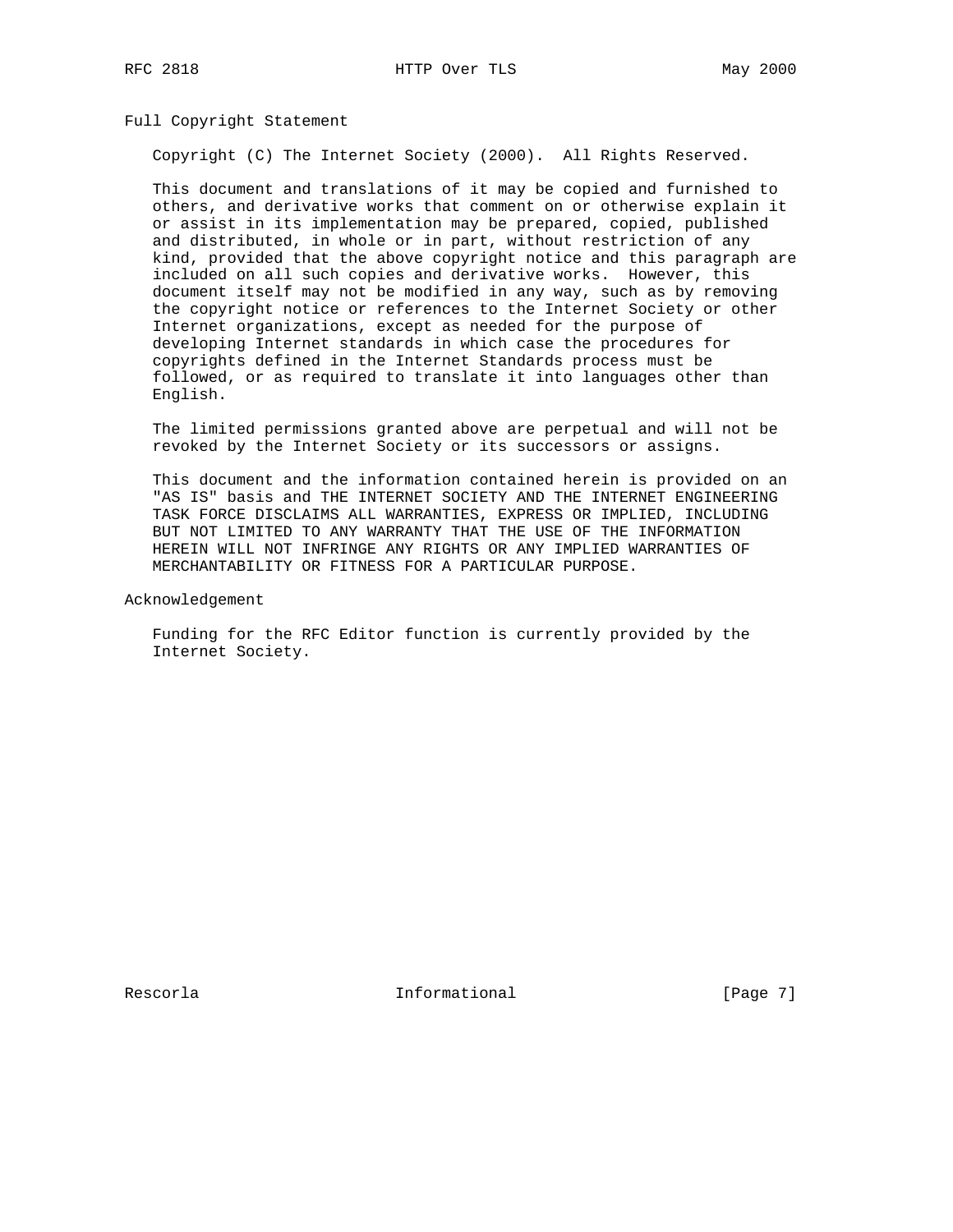## Full Copyright Statement

Copyright (C) The Internet Society (2000). All Rights Reserved.

This document and translations of it may be copied and furnished to others, and derivative works that comment on or otherwise explain it or assist in its implementation may be prepared, copied, published and distributed, in whole or in part, without restriction of any kind, provided that the above copyright notice and this paragraph are included on all such copies and derivative works. However, this document itself may not be modified in any way, such as by removing the copyright notice or references to the Internet Society or other Internet organizations, except as needed for the purpose of developing Internet standards in which case the procedures for copyrights defined in the Internet Standards process must be followed, or as required to translate it into languages other than English.

The limited permissions granted above are perpetual and will not be revoked by the Internet Society or its successors or assigns.

This document and the information contained herein is provided on an "AS IS" basis and THE INTERNET SOCIETY AND THE INTERNET ENGINEERING TASK FORCE DISCLAIMS ALL WARRANTIES, EXPRESS OR IMPLIED, INCLUDING BUT NOT LIMITED TO ANY WARRANTY THAT THE USE OF THE INFORMATION HEREIN WILL NOT INFRINGE ANY RIGHTS OR ANY IMPLIED WARRANTIES OF MERCHANTABILITY OR FITNESS FOR A PARTICULAR PURPOSE.

## Acknowledgement

Funding for the RFC Editor function is currently provided by the Internet Society.